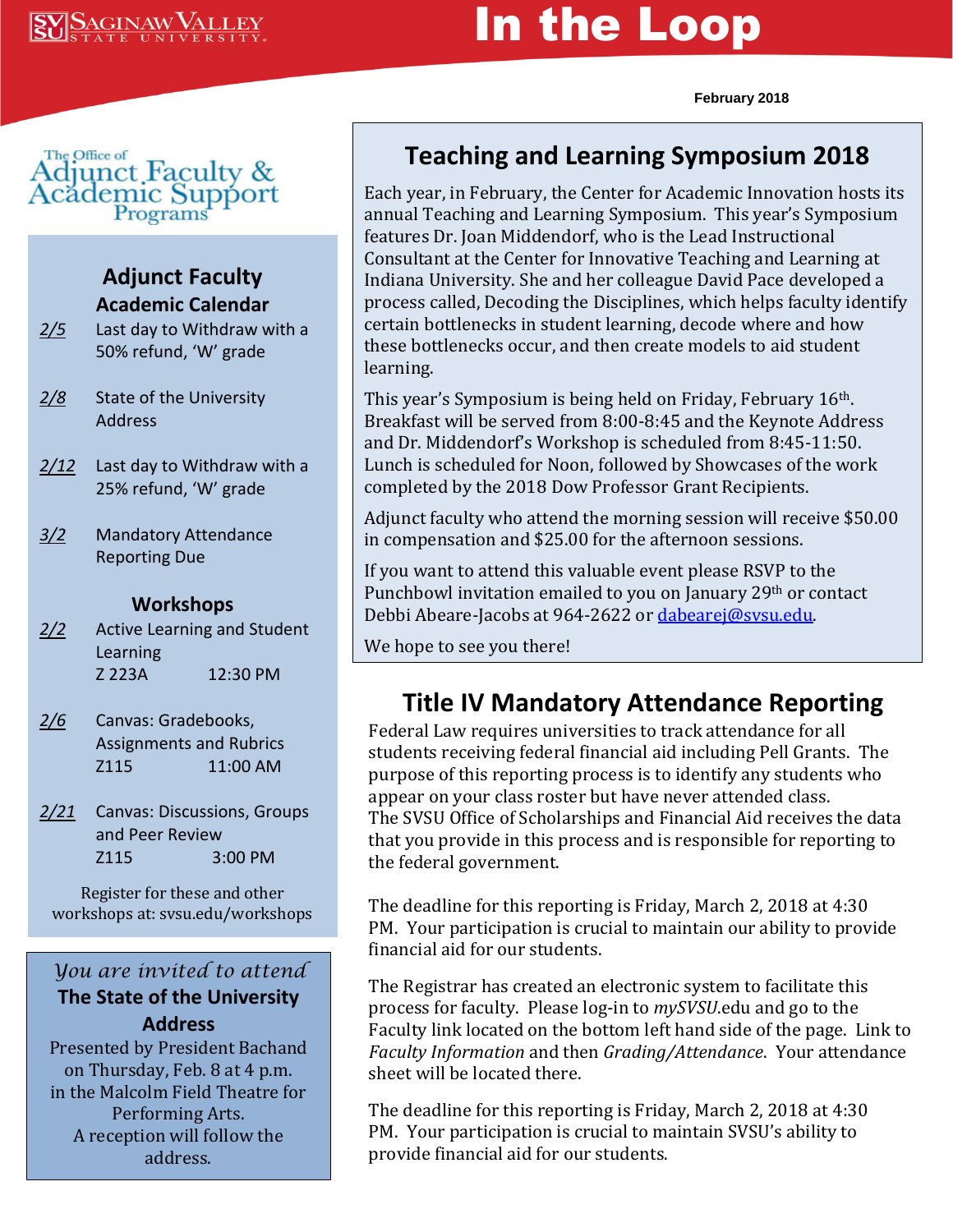Saginaw Valley State University

# In the Loop

February 2018

The Office of Adjunct Faculty & Academic Support Programs

## Adjunct Faculty Academic Calendar

- 2/5 Last day to Withdraw with a 50% refund, 'W' grade
- 2/8 State of the University Address
- 2/12 Last day to Withdraw with a 25% refund, 'W' grade
- 3/2 Mandatory Attendance Reporting Due

### Workshops

- 2/2 Active Learning and Student Learning
  Z 223A 12:30 PM
- 2/6 Canvas: Gradebooks, Assignments and Rubrics
  Z115 11:00 AM
- 2/21 Canvas: Discussions, Groups and Peer Review
  Z115 3:00 PM

Register for these and other workshops at: svsu.edu/workshops

*You are invited to attend*

**The State of the University Address**

Presented by President Bachand on Thursday, Feb. 8 at 4 p.m. in the Malcolm Field Theatre for Performing Arts.
A reception will follow the address.

## Teaching and Learning Symposium 2018

Each year, in February, the Center for Academic Innovation hosts its annual Teaching and Learning Symposium. This year's Symposium features Dr. Joan Middendorf, who is the Lead Instructional Consultant at the Center for Innovative Teaching and Learning at Indiana University. She and her colleague David Pace developed a process called, Decoding the Disciplines, which helps faculty identify certain bottlenecks in student learning, decode where and how these bottlenecks occur, and then create models to aid student learning.

This year's Symposium is being held on Friday, February 16th. Breakfast will be served from 8:00-8:45 and the Keynote Address and Dr. Middendorf's Workshop is scheduled from 8:45-11:50. Lunch is scheduled for Noon, followed by Showcases of the work completed by the 2018 Dow Professor Grant Recipients.

Adjunct faculty who attend the morning session will receive $50.00 in compensation and $25.00 for the afternoon sessions.

If you want to attend this valuable event please RSVP to the Punchbowl invitation emailed to you on January 29th or contact Debbi Abeare-Jacobs at 964-2622 or dabearej@svsu.edu.

We hope to see you there!

## Title IV Mandatory Attendance Reporting

Federal Law requires universities to track attendance for all students receiving federal financial aid including Pell Grants. The purpose of this reporting process is to identify any students who appear on your class roster but have never attended class. The SVSU Office of Scholarships and Financial Aid receives the data that you provide in this process and is responsible for reporting to the federal government.

The deadline for this reporting is Friday, March 2, 2018 at 4:30 PM. Your participation is crucial to maintain our ability to provide financial aid for our students.

The Registrar has created an electronic system to facilitate this process for faculty. Please log-in to *mySVSU*.edu and go to the Faculty link located on the bottom left hand side of the page. Link to *Faculty Information* and then *Grading/Attendance*. Your attendance sheet will be located there.

The deadline for this reporting is Friday, March 2, 2018 at 4:30 PM. Your participation is crucial to maintain SVSU's ability to provide financial aid for our students.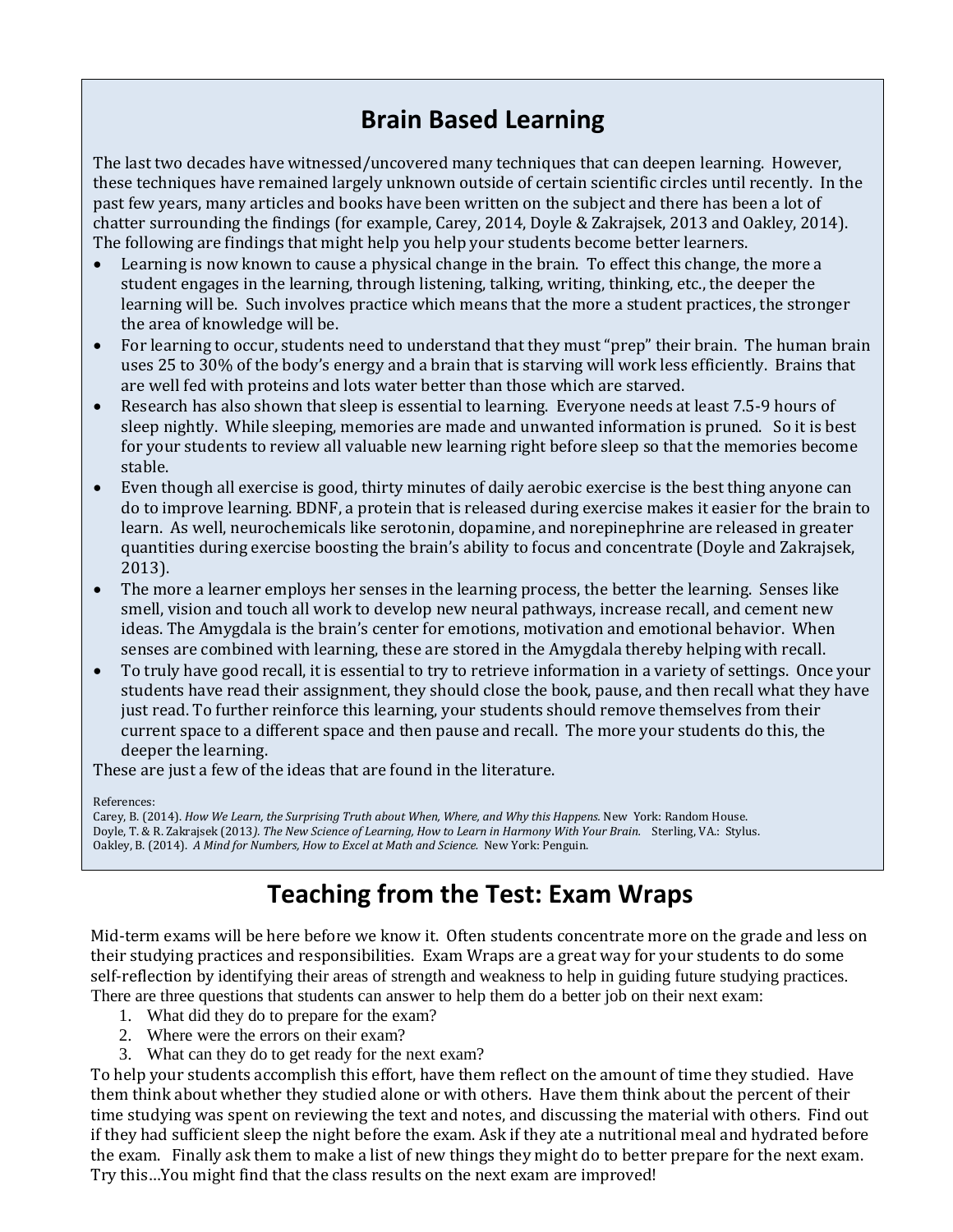## Brain Based Learning

The last two decades have witnessed/uncovered many techniques that can deepen learning. However, these techniques have remained largely unknown outside of certain scientific circles until recently. In the past few years, many articles and books have been written on the subject and there has been a lot of chatter surrounding the findings (for example, Carey, 2014, Doyle & Zakrajsek, 2013 and Oakley, 2014). The following are findings that might help you help your students become better learners.

- Learning is now known to cause a physical change in the brain. To effect this change, the more a student engages in the learning, through listening, talking, writing, thinking, etc., the deeper the learning will be. Such involves practice which means that the more a student practices, the stronger the area of knowledge will be.
- For learning to occur, students need to understand that they must "prep" their brain. The human brain uses 25 to 30% of the body's energy and a brain that is starving will work less efficiently. Brains that are well fed with proteins and lots water better than those which are starved.
- Research has also shown that sleep is essential to learning. Everyone needs at least 7.5-9 hours of sleep nightly. While sleeping, memories are made and unwanted information is pruned. So it is best for your students to review all valuable new learning right before sleep so that the memories become stable.
- Even though all exercise is good, thirty minutes of daily aerobic exercise is the best thing anyone can do to improve learning. BDNF, a protein that is released during exercise makes it easier for the brain to learn. As well, neurochemicals like serotonin, dopamine, and norepinephrine are released in greater quantities during exercise boosting the brain's ability to focus and concentrate (Doyle and Zakrajsek, 2013).
- The more a learner employs her senses in the learning process, the better the learning. Senses like smell, vision and touch all work to develop new neural pathways, increase recall, and cement new ideas. The Amygdala is the brain's center for emotions, motivation and emotional behavior. When senses are combined with learning, these are stored in the Amygdala thereby helping with recall.
- To truly have good recall, it is essential to try to retrieve information in a variety of settings. Once your students have read their assignment, they should close the book, pause, and then recall what they have just read. To further reinforce this learning, your students should remove themselves from their current space to a different space and then pause and recall. The more your students do this, the deeper the learning.

These are just a few of the ideas that are found in the literature.

References:
Carey, B. (2014). *How We Learn, the Surprising Truth about When, Where, and Why this Happens.* New York: Random House.
Doyle, T. & R. Zakrajsek (2013*). The New Science of Learning, How to Learn in Harmony With Your Brain.* Sterling, VA.: Stylus.
Oakley, B. (2014). *A Mind for Numbers, How to Excel at Math and Science.* New York: Penguin.

## Teaching from the Test: Exam Wraps

Mid-term exams will be here before we know it. Often students concentrate more on the grade and less on their studying practices and responsibilities. Exam Wraps are a great way for your students to do some self-reflection by identifying their areas of strength and weakness to help in guiding future studying practices. There are three questions that students can answer to help them do a better job on their next exam:

1. What did they do to prepare for the exam?
2. Where were the errors on their exam?
3. What can they do to get ready for the next exam?

To help your students accomplish this effort, have them reflect on the amount of time they studied. Have them think about whether they studied alone or with others. Have them think about the percent of their time studying was spent on reviewing the text and notes, and discussing the material with others. Find out if they had sufficient sleep the night before the exam. Ask if they ate a nutritional meal and hydrated before the exam. Finally ask them to make a list of new things they might do to better prepare for the next exam. Try this…You might find that the class results on the next exam are improved!